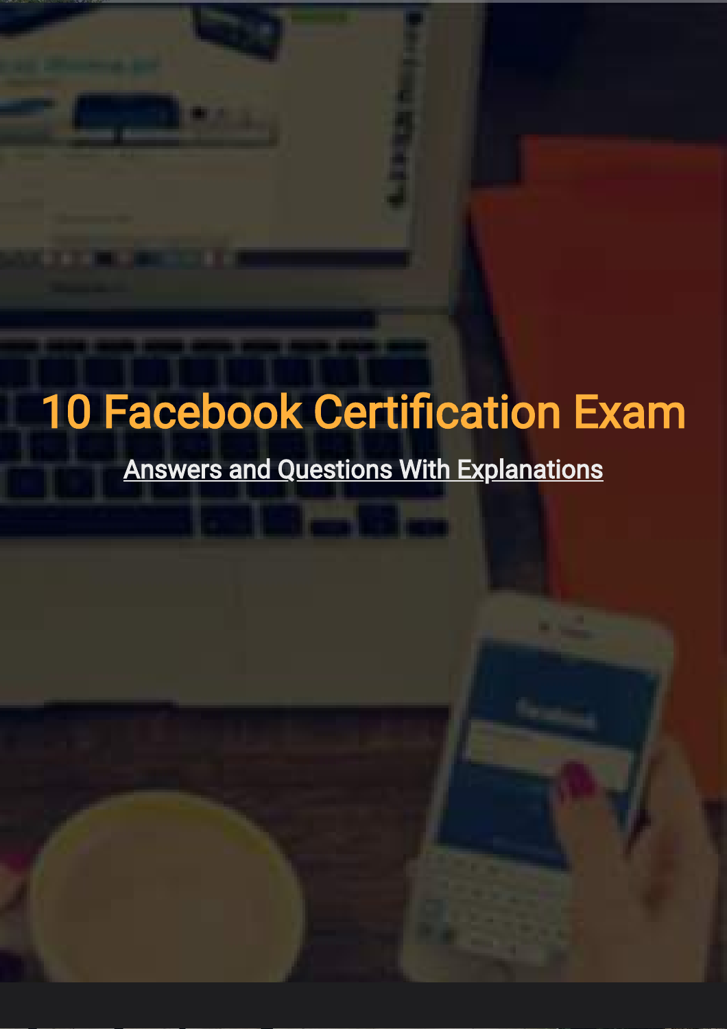# 10 Facebook Certification Exam

Answers and Questions With Explanations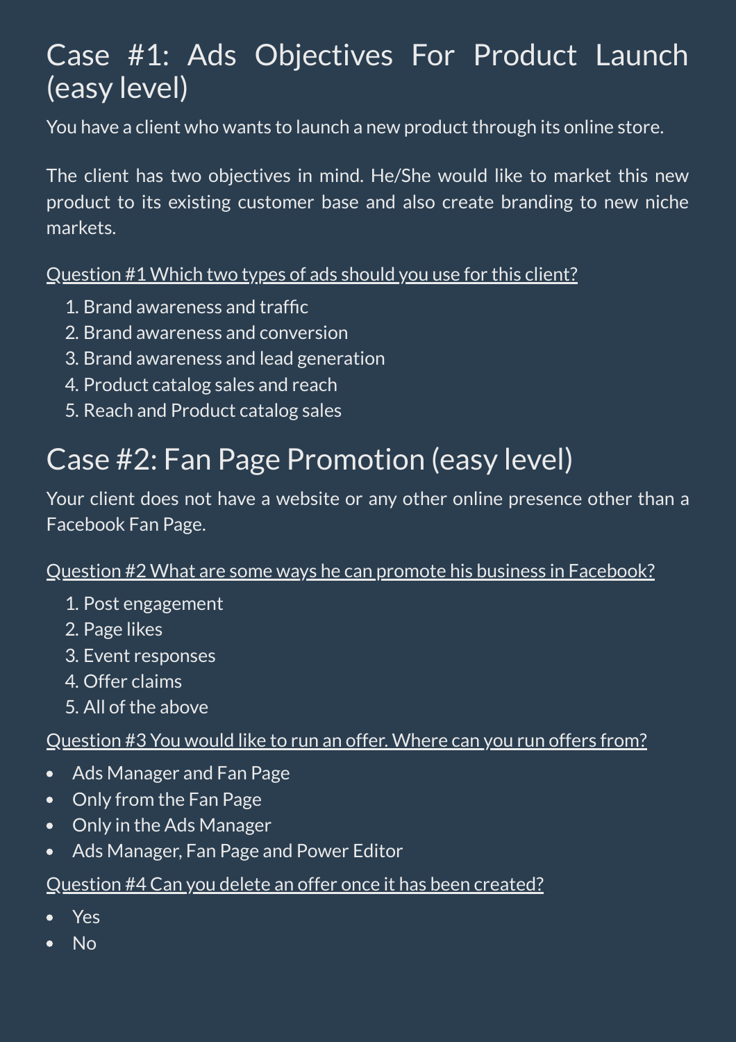## Case #1: Ads Objectives For Product Launch (easy level)

You have a client who wants to launch a new product through its online store.

The client has two objectives in mind. He/She would like to market this new product to its existing customer base and also create branding to new niche markets.

<u>Question #1 Which two types of ads should you use for this client?</u>

1. Brand awareness and traffic
2. Brand awareness and conversion
3. Brand awareness and lead generation
4. Product catalog sales and reach
5. Reach and Product catalog sales

## Case #2: Fan Page Promotion (easy level)

Your client does not have a website or any other online presence other than a Facebook Fan Page.

<u>Question #2 What are some ways he can promote his business in Facebook?</u>

1. Post engagement
2. Page likes
3. Event responses
4. Offer claims
5. All of the above

<u>Question #3 You would like to run an offer. Where can you run offers from?</u>

- Ads Manager and Fan Page
- Only from the Fan Page
- Only in the Ads Manager
- Ads Manager, Fan Page and Power Editor

<u>Question #4 Can you delete an offer once it has been created?</u>

- Yes
- No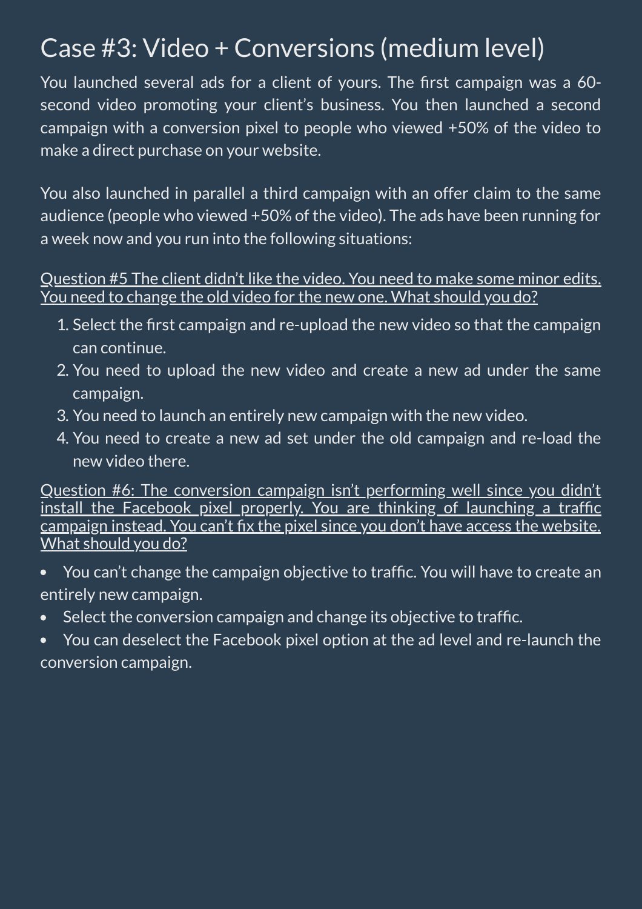# Case #3: Video + Conversions (medium level)

You launched several ads for a client of yours. The first campaign was a 60-second video promoting your client's business. You then launched a second campaign with a conversion pixel to people who viewed +50% of the video to make a direct purchase on your website.

You also launched in parallel a third campaign with an offer claim to the same audience (people who viewed +50% of the video). The ads have been running for a week now and you run into the following situations:

<u>Question #5 The client didn't like the video. You need to make some minor edits. You need to change the old video for the new one. What should you do?</u>

1. Select the first campaign and re-upload the new video so that the campaign can continue.
2. You need to upload the new video and create a new ad under the same campaign.
3. You need to launch an entirely new campaign with the new video.
4. You need to create a new ad set under the old campaign and re-load the new video there.

<u>Question #6: The conversion campaign isn't performing well since you didn't install the Facebook pixel properly. You are thinking of launching a traffic campaign instead. You can't fix the pixel since you don't have access the website. What should you do?</u>

- You can't change the campaign objective to traffic. You will have to create an entirely new campaign.
- Select the conversion campaign and change its objective to traffic.
- You can deselect the Facebook pixel option at the ad level and re-launch the conversion campaign.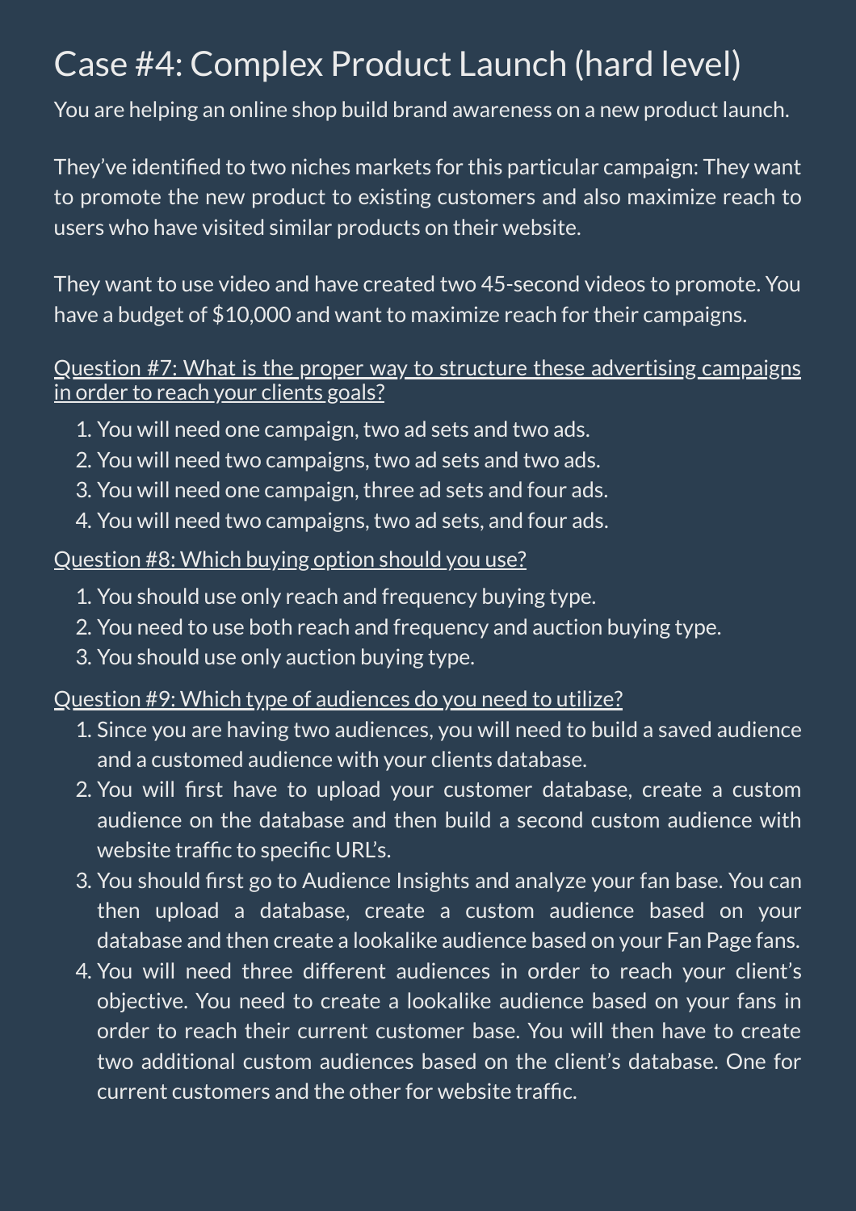# Case #4: Complex Product Launch (hard level)

You are helping an online shop build brand awareness on a new product launch.

They've identified to two niches markets for this particular campaign: They want to promote the new product to existing customers and also maximize reach to users who have visited similar products on their website.

They want to use video and have created two 45-second videos to promote. You have a budget of $10,000 and want to maximize reach for their campaigns.

<u>Question #7: What is the proper way to structure these advertising campaigns in order to reach your clients goals?</u>

1. You will need one campaign, two ad sets and two ads.
2. You will need two campaigns, two ad sets and two ads.
3. You will need one campaign, three ad sets and four ads.
4. You will need two campaigns, two ad sets, and four ads.

<u>Question #8: Which buying option should you use?</u>

1. You should use only reach and frequency buying type.
2. You need to use both reach and frequency and auction buying type.
3. You should use only auction buying type.

<u>Question #9: Which type of audiences do you need to utilize?</u>

1. Since you are having two audiences, you will need to build a saved audience and a customed audience with your clients database.
2. You will first have to upload your customer database, create a custom audience on the database and then build a second custom audience with website traffic to specific URL's.
3. You should first go to Audience Insights and analyze your fan base. You can then upload a database, create a custom audience based on your database and then create a lookalike audience based on your Fan Page fans.
4. You will need three different audiences in order to reach your client's objective. You need to create a lookalike audience based on your fans in order to reach their current customer base. You will then have to create two additional custom audiences based on the client's database. One for current customers and the other for website traffic.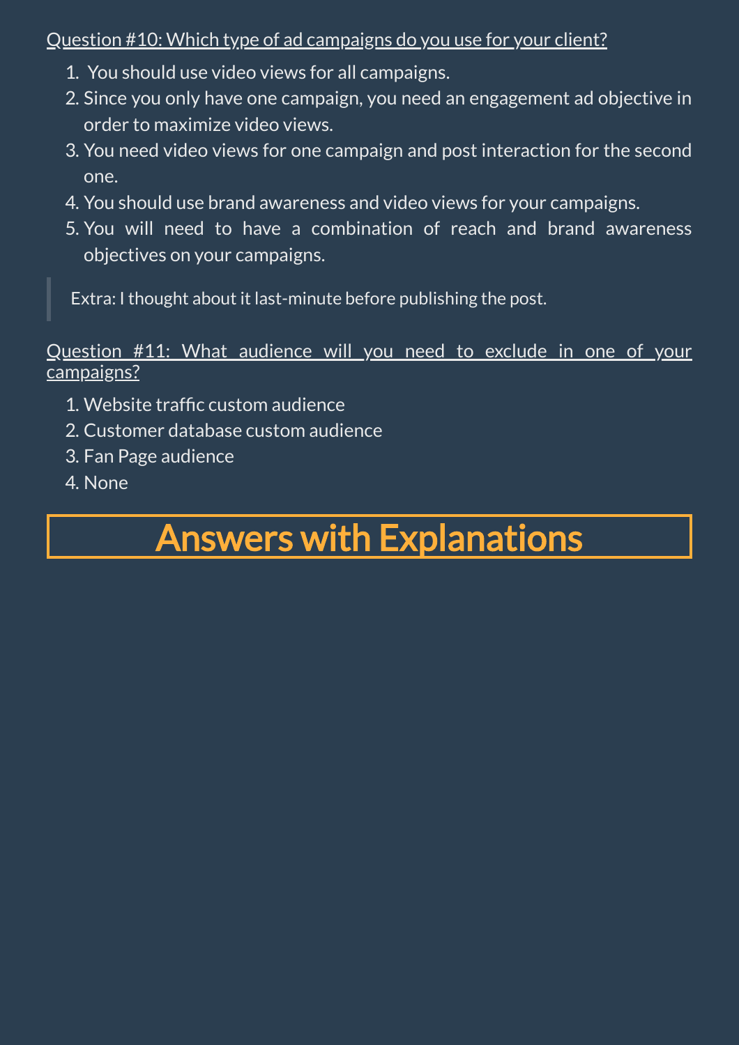<u>Question #10: Which type of ad campaigns do you use for your client?</u>

1. You should use video views for all campaigns.
2. Since you only have one campaign, you need an engagement ad objective in order to maximize video views.
3. You need video views for one campaign and post interaction for the second one.
4. You should use brand awareness and video views for your campaigns.
5. You will need to have a combination of reach and brand awareness objectives on your campaigns.

> Extra: I thought about it last-minute before publishing the post.

<u>Question #11: What audience will you need to exclude in one of your campaigns?</u>

1. Website traffic custom audience
2. Customer database custom audience
3. Fan Page audience
4. None

# Answers with Explanations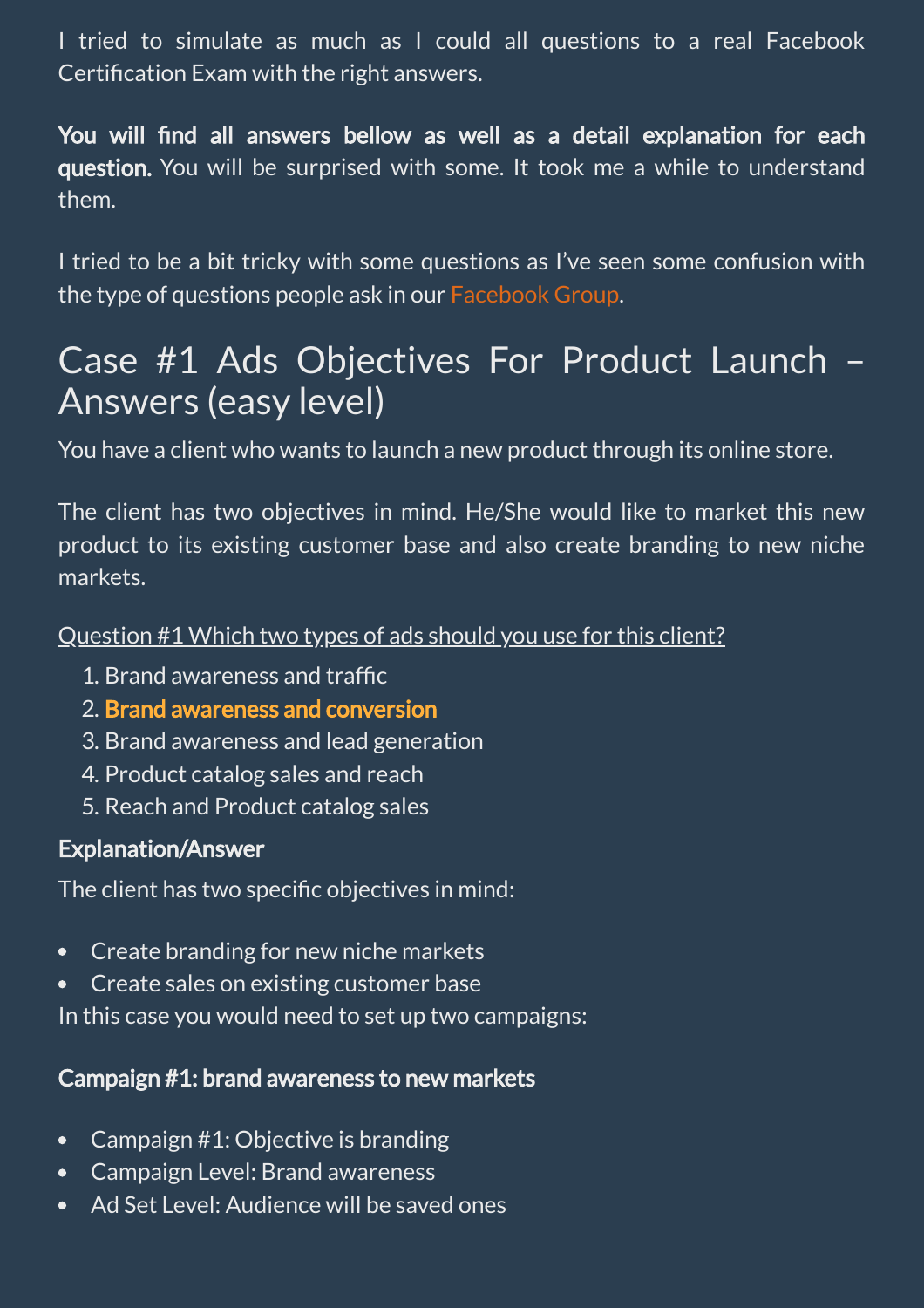I tried to simulate as much as I could all questions to a real Facebook Certification Exam with the right answers.

**You will find all answers bellow as well as a detail explanation for each question.** You will be surprised with some. It took me a while to understand them.

I tried to be a bit tricky with some questions as I've seen some confusion with the type of questions people ask in our Facebook Group.

## Case #1 Ads Objectives For Product Launch – Answers (easy level)

You have a client who wants to launch a new product through its online store.

The client has two objectives in mind. He/She would like to market this new product to its existing customer base and also create branding to new niche markets.

Question #1 Which two types of ads should you use for this client?

1. Brand awareness and traffic
2. **Brand awareness and conversion**
3. Brand awareness and lead generation
4. Product catalog sales and reach
5. Reach and Product catalog sales

**Explanation/Answer**

The client has two specific objectives in mind:

- Create branding for new niche markets
- Create sales on existing customer base

In this case you would need to set up two campaigns:

**Campaign #1: brand awareness to new markets**

- Campaign #1: Objective is branding
- Campaign Level: Brand awareness
- Ad Set Level: Audience will be saved ones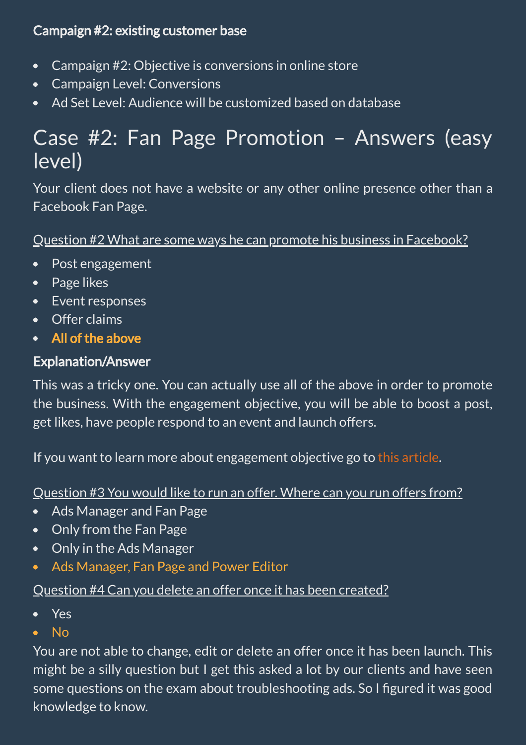**Campaign #2: existing customer base**

- Campaign #2: Objective is conversions in online store
- Campaign Level: Conversions
- Ad Set Level: Audience will be customized based on database

# Case #2: Fan Page Promotion – Answers (easy level)

Your client does not have a website or any other online presence other than a Facebook Fan Page.

Question #2 What are some ways he can promote his business in Facebook?

- Post engagement
- Page likes
- Event responses
- Offer claims
- **All of the above**

**Explanation/Answer**

This was a tricky one. You can actually use all of the above in order to promote the business. With the engagement objective, you will be able to boost a post, get likes, have people respond to an event and launch offers.

If you want to learn more about engagement objective go to this article.

Question #3 You would like to run an offer. Where can you run offers from?

- Ads Manager and Fan Page
- Only from the Fan Page
- Only in the Ads Manager
- Ads Manager, Fan Page and Power Editor

Question #4 Can you delete an offer once it has been created?

- Yes
- No

You are not able to change, edit or delete an offer once it has been launch. This might be a silly question but I get this asked a lot by our clients and have seen some questions on the exam about troubleshooting ads. So I figured it was good knowledge to know.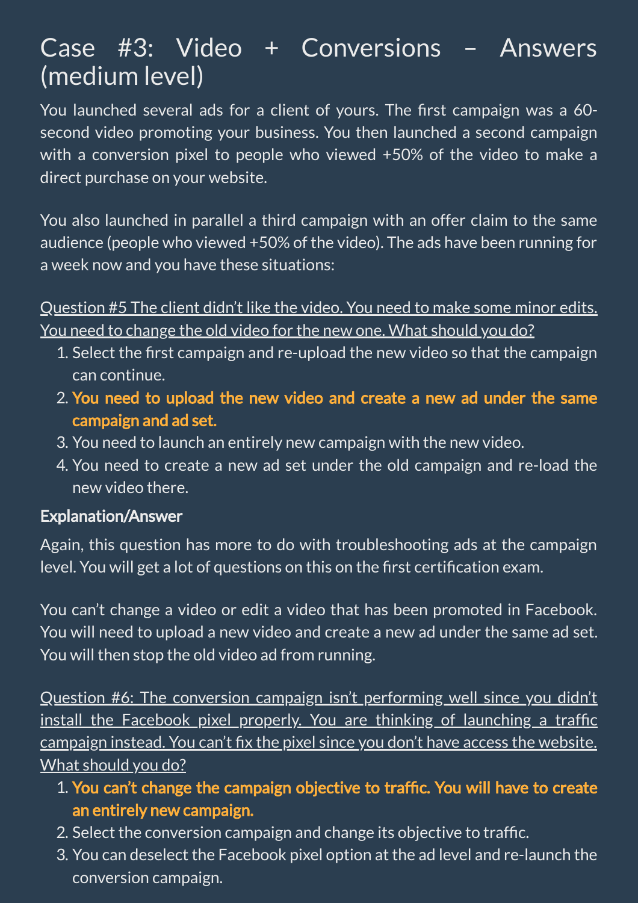# Case #3: Video + Conversions – Answers (medium level)

You launched several ads for a client of yours. The first campaign was a 60-second video promoting your business. You then launched a second campaign with a conversion pixel to people who viewed +50% of the video to make a direct purchase on your website.

You also launched in parallel a third campaign with an offer claim to the same audience (people who viewed +50% of the video). The ads have been running for a week now and you have these situations:

Question #5 The client didn't like the video. You need to make some minor edits. You need to change the old video for the new one. What should you do?

1. Select the first campaign and re-upload the new video so that the campaign can continue.
2. **You need to upload the new video and create a new ad under the same campaign and ad set.**
3. You need to launch an entirely new campaign with the new video.
4. You need to create a new ad set under the old campaign and re-load the new video there.

**Explanation/Answer**

Again, this question has more to do with troubleshooting ads at the campaign level. You will get a lot of questions on this on the first certification exam.

You can't change a video or edit a video that has been promoted in Facebook. You will need to upload a new video and create a new ad under the same ad set. You will then stop the old video ad from running.

Question #6: The conversion campaign isn't performing well since you didn't install the Facebook pixel properly. You are thinking of launching a traffic campaign instead. You can't fix the pixel since you don't have access the website. What should you do?

1. **You can't change the campaign objective to traffic. You will have to create an entirely new campaign.**
2. Select the conversion campaign and change its objective to traffic.
3. You can deselect the Facebook pixel option at the ad level and re-launch the conversion campaign.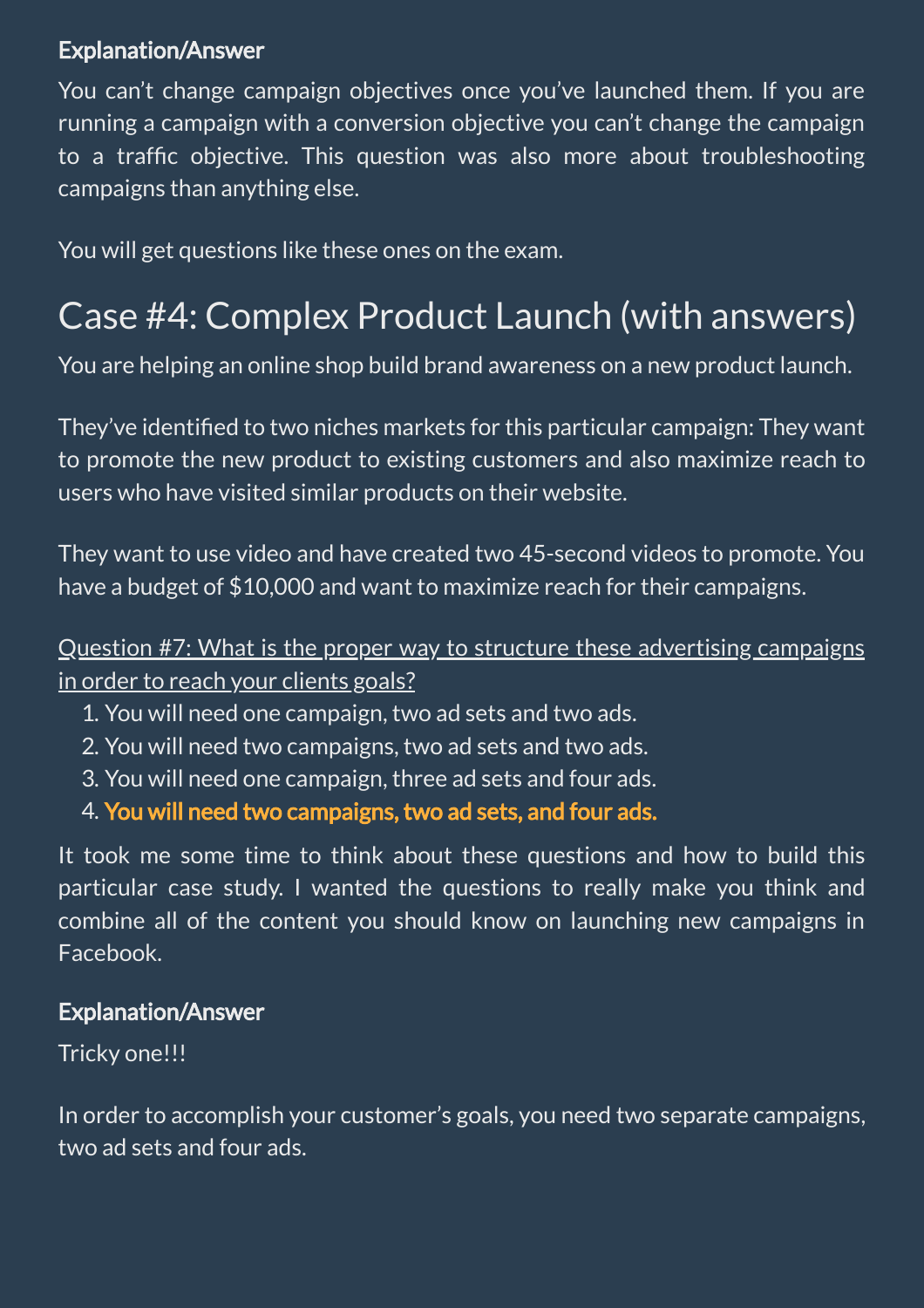**Explanation/Answer**

You can't change campaign objectives once you've launched them. If you are running a campaign with a conversion objective you can't change the campaign to a traffic objective. This question was also more about troubleshooting campaigns than anything else.

You will get questions like these ones on the exam.

# Case #4: Complex Product Launch (with answers)

You are helping an online shop build brand awareness on a new product launch.

They've identified to two niches markets for this particular campaign: They want to promote the new product to existing customers and also maximize reach to users who have visited similar products on their website.

They want to use video and have created two 45-second videos to promote. You have a budget of $10,000 and want to maximize reach for their campaigns.

Question #7: What is the proper way to structure these advertising campaigns in order to reach your clients goals?

1. You will need one campaign, two ad sets and two ads.
2. You will need two campaigns, two ad sets and two ads.
3. You will need one campaign, three ad sets and four ads.
4. **You will need two campaigns, two ad sets, and four ads.**

It took me some time to think about these questions and how to build this particular case study. I wanted the questions to really make you think and combine all of the content you should know on launching new campaigns in Facebook.

**Explanation/Answer**

Tricky one!!!

In order to accomplish your customer's goals, you need two separate campaigns, two ad sets and four ads.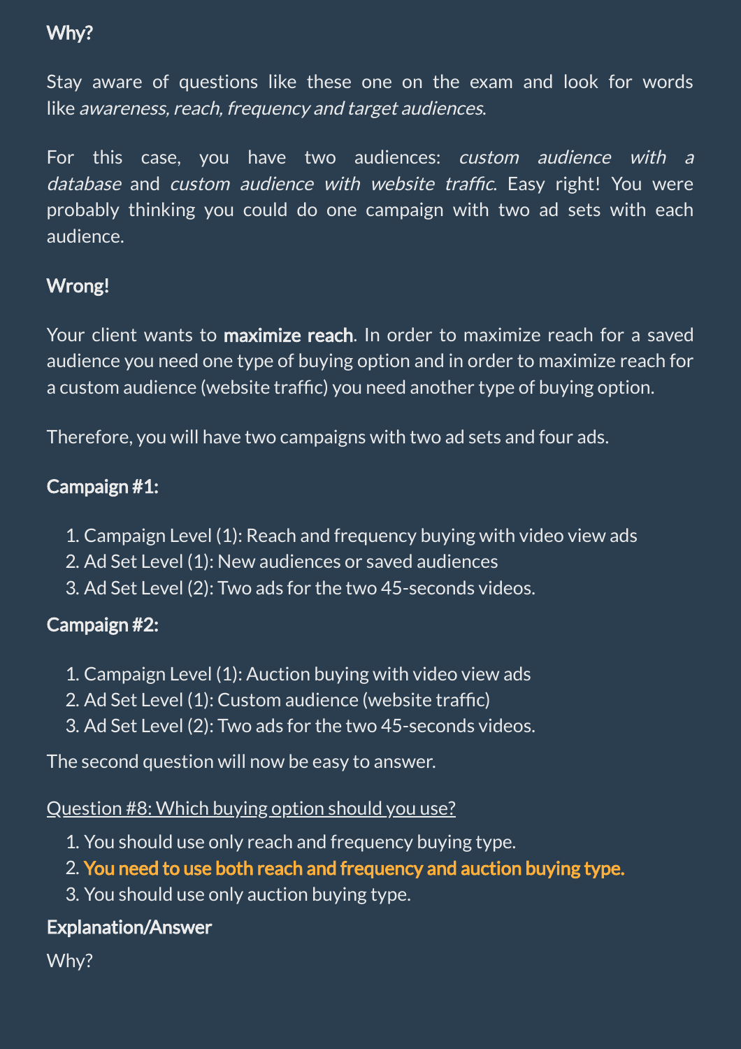**Why?**

Stay aware of questions like these one on the exam and look for words like *awareness, reach, frequency and target audiences.*

For this case, you have two audiences: *custom audience with a database* and *custom audience with website traffic*. Easy right! You were probably thinking you could do one campaign with two ad sets with each audience.

**Wrong!**

Your client wants to **maximize reach**. In order to maximize reach for a saved audience you need one type of buying option and in order to maximize reach for a custom audience (website traffic) you need another type of buying option.

Therefore, you will have two campaigns with two ad sets and four ads.

**Campaign #1:**

1. Campaign Level (1): Reach and frequency buying with video view ads
2. Ad Set Level (1): New audiences or saved audiences
3. Ad Set Level (2): Two ads for the two 45-seconds videos.

**Campaign #2:**

1. Campaign Level (1): Auction buying with video view ads
2. Ad Set Level (1): Custom audience (website traffic)
3. Ad Set Level (2): Two ads for the two 45-seconds videos.

The second question will now be easy to answer.

Question #8: Which buying option should you use?

1. You should use only reach and frequency buying type.
2. **You need to use both reach and frequency and auction buying type.**
3. You should use only auction buying type.

**Explanation/Answer**

Why?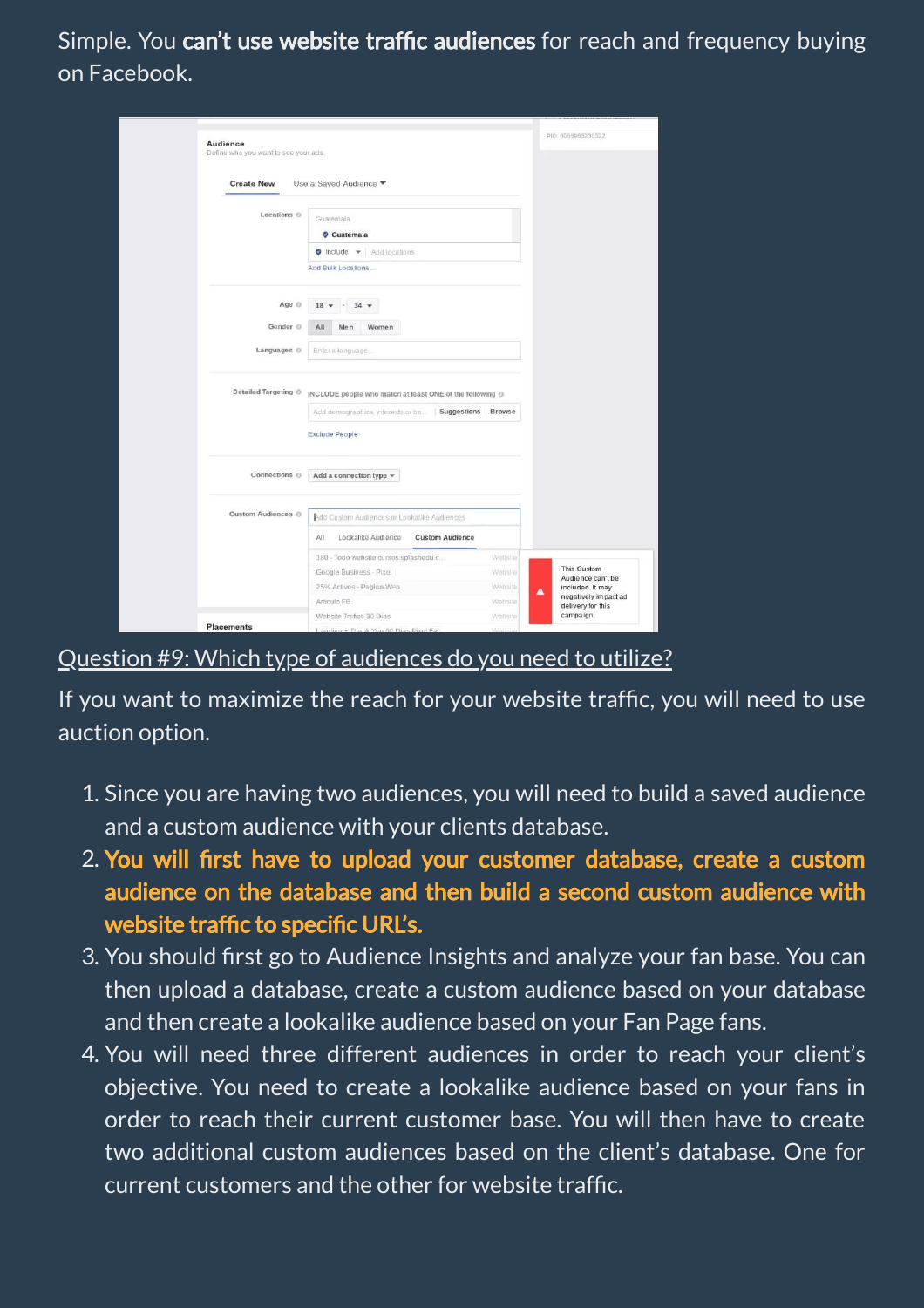Simple. You **can't use website traffic audiences** for reach and frequency buying on Facebook.

## Question #9: Which type of audiences do you need to utilize?

If you want to maximize the reach for your website traffic, you will need to use auction option.

1. Since you are having two audiences, you will need to build a saved audience and a custom audience with your clients database.
2. **You will first have to upload your customer database, create a custom audience on the database and then build a second custom audience with website traffic to specific URL's.**
3. You should first go to Audience Insights and analyze your fan base. You can then upload a database, create a custom audience based on your database and then create a lookalike audience based on your Fan Page fans.
4. You will need three different audiences in order to reach your client's objective. You need to create a lookalike audience based on your fans in order to reach their current customer base. You will then have to create two additional custom audiences based on the client's database. One for current customers and the other for website traffic.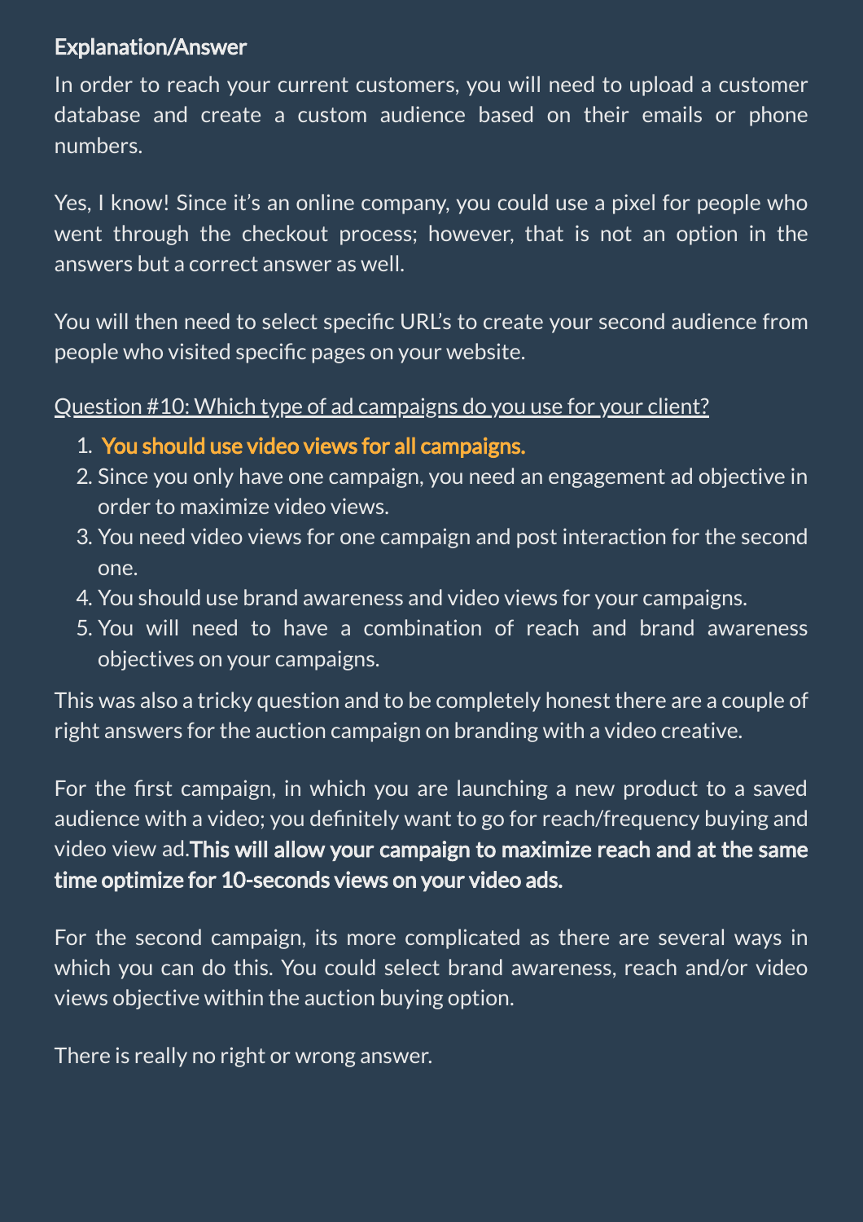**Explanation/Answer**

In order to reach your current customers, you will need to upload a customer database and create a custom audience based on their emails or phone numbers.

Yes, I know! Since it's an online company, you could use a pixel for people who went through the checkout process; however, that is not an option in the answers but a correct answer as well.

You will then need to select specific URL's to create your second audience from people who visited specific pages on your website.

Question #10: Which type of ad campaigns do you use for your client?

1. **You should use video views for all campaigns.**
2. Since you only have one campaign, you need an engagement ad objective in order to maximize video views.
3. You need video views for one campaign and post interaction for the second one.
4. You should use brand awareness and video views for your campaigns.
5. You will need to have a combination of reach and brand awareness objectives on your campaigns.

This was also a tricky question and to be completely honest there are a couple of right answers for the auction campaign on branding with a video creative.

For the first campaign, in which you are launching a new product to a saved audience with a video; you definitely want to go for reach/frequency buying and video view ad.**This will allow your campaign to maximize reach and at the same time optimize for 10-seconds views on your video ads.**

For the second campaign, its more complicated as there are several ways in which you can do this. You could select brand awareness, reach and/or video views objective within the auction buying option.

There is really no right or wrong answer.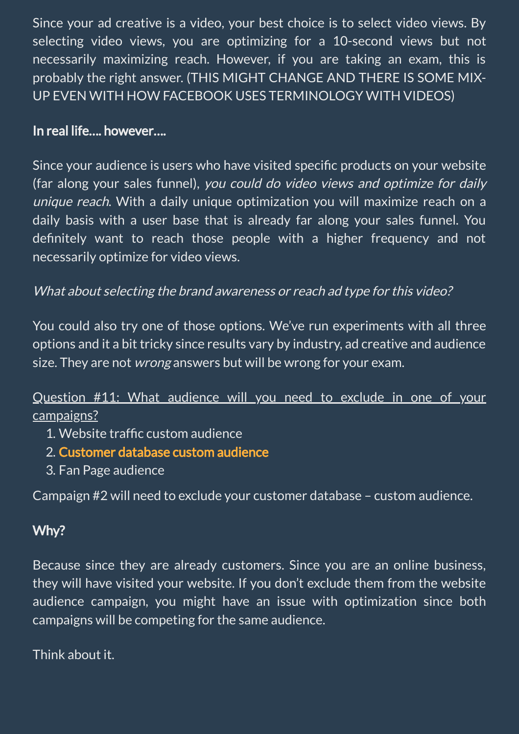Since your ad creative is a video, your best choice is to select video views. By selecting video views, you are optimizing for a 10-second views but not necessarily maximizing reach. However, if you are taking an exam, this is probably the right answer. (THIS MIGHT CHANGE AND THERE IS SOME MIX-UP EVEN WITH HOW FACEBOOK USES TERMINOLOGY WITH VIDEOS)

**In real life…. however….**

Since your audience is users who have visited specific products on your website (far along your sales funnel), *you could do video views and optimize for daily unique reach*. With a daily unique optimization you will maximize reach on a daily basis with a user base that is already far along your sales funnel. You definitely want to reach those people with a higher frequency and not necessarily optimize for video views.

*What about selecting the brand awareness or reach ad type for this video?*

You could also try one of those options. We've run experiments with all three options and it a bit tricky since results vary by industry, ad creative and audience size. They are not *wrong* answers but will be wrong for your exam.

<u>Question #11: What audience will you need to exclude in one of your campaigns?</u>

1. Website traffic custom audience
2. **Customer database custom audience**
3. Fan Page audience

Campaign #2 will need to exclude your customer database – custom audience.

**Why?**

Because since they are already customers. Since you are an online business, they will have visited your website. If you don't exclude them from the website audience campaign, you might have an issue with optimization since both campaigns will be competing for the same audience.

Think about it.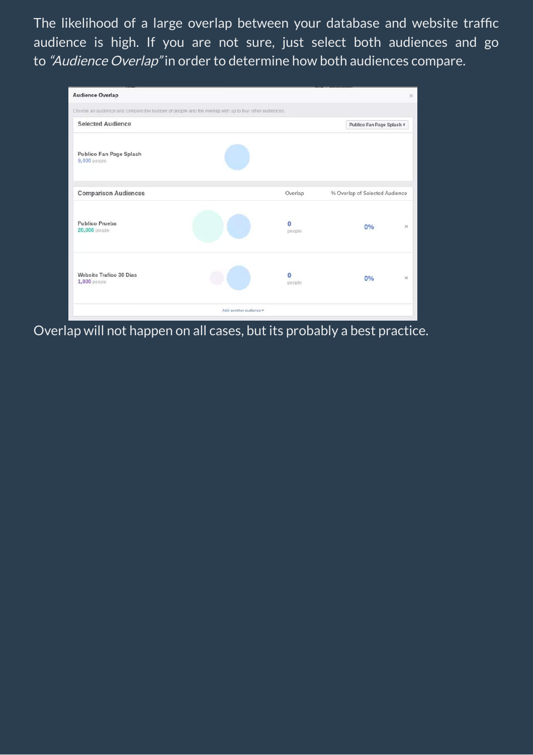The likelihood of a large overlap between your database and website traffic audience is high. If you are not sure, just select both audiences and go to *"Audience Overlap"* in order to determine how both audiences compare.

Audience Overlap

Choose an audience and compare the number of people and the overlap with up to four other audiences.

Selected Audience

Publico Fan Page Splash

Publico Fan Page Splash
9,400 people

Comparison Audiences

Overlap

% Overlap of Selected Audience

Publico Prueba
20,000 people

0
people

0%

Website Trafico 30 Dias
1,800 people

0
people

0%

Add another audience

Overlap will not happen on all cases, but its probably a best practice.